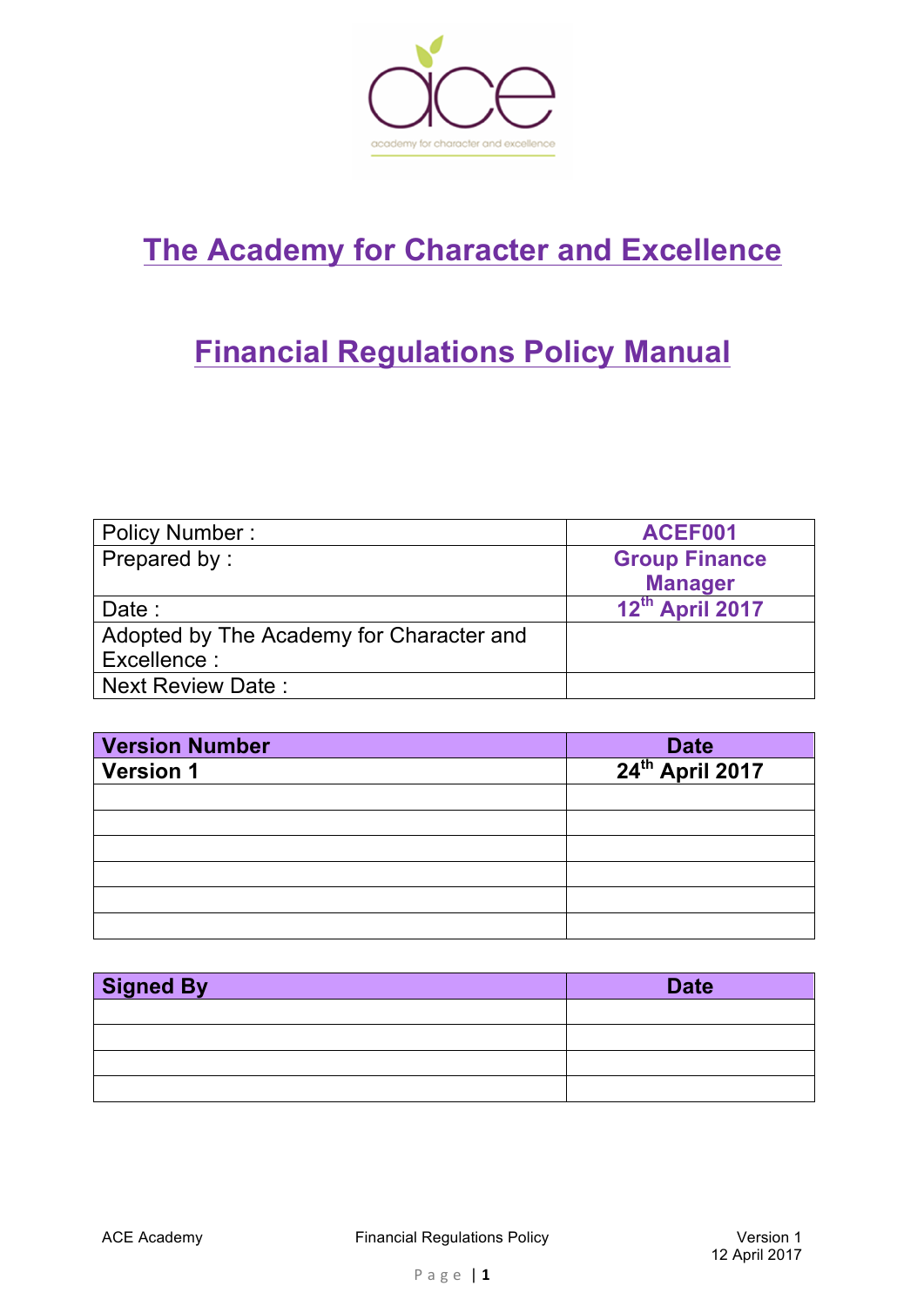# The Academy for Character and Excellence

## Financial Regulations Policy Manual

| Policy Number : | **ACEF001** |
|---|---|
| Prepared by : | **Group Finance Manager** |
| Date : | **12th April 2017** |
| Adopted by The Academy for Character and Excellence : | |
| Next Review Date : | |

| **Version Number** | **Date** |
|---|---|
| **Version 1** | **24th April 2017** |
| | |
| | |
| | |
| | |
| | |
| | |

| **Signed By** | **Date** |
|---|---|
| | |
| | |
| | |
| | |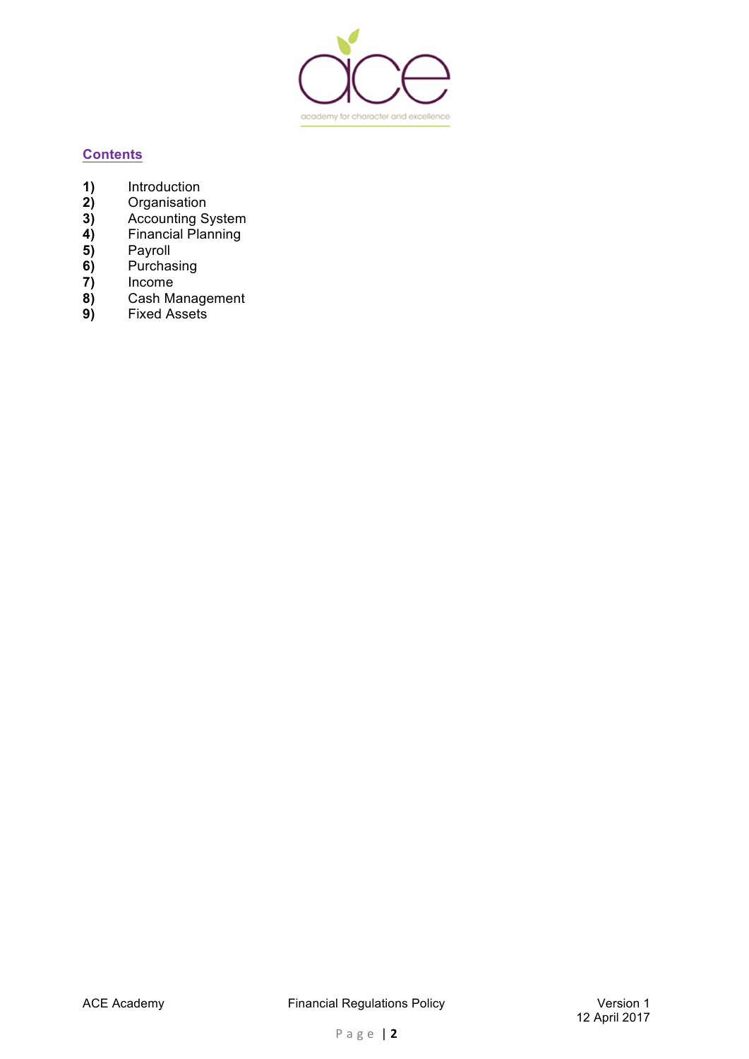## Contents

1) Introduction
2) Organisation
3) Accounting System
4) Financial Planning
5) Payroll
6) Purchasing
7) Income
8) Cash Management
9) Fixed Assets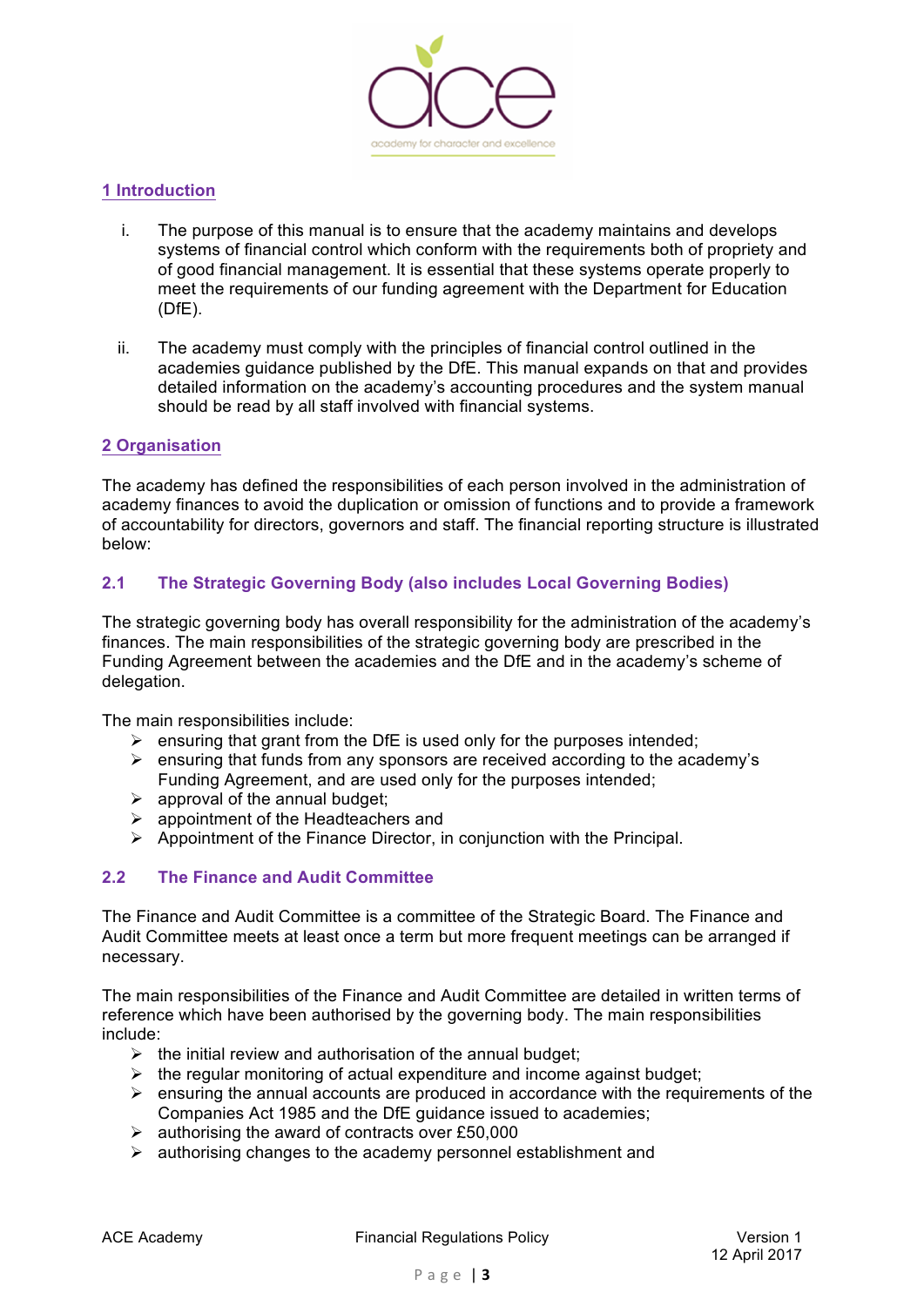## 1 Introduction

i. The purpose of this manual is to ensure that the academy maintains and develops systems of financial control which conform with the requirements both of propriety and of good financial management. It is essential that these systems operate properly to meet the requirements of our funding agreement with the Department for Education (DfE).

ii. The academy must comply with the principles of financial control outlined in the academies guidance published by the DfE. This manual expands on that and provides detailed information on the academy's accounting procedures and the system manual should be read by all staff involved with financial systems.

## 2 Organisation

The academy has defined the responsibilities of each person involved in the administration of academy finances to avoid the duplication or omission of functions and to provide a framework of accountability for directors, governors and staff. The financial reporting structure is illustrated below:

### 2.1 The Strategic Governing Body (also includes Local Governing Bodies)

The strategic governing body has overall responsibility for the administration of the academy's finances. The main responsibilities of the strategic governing body are prescribed in the Funding Agreement between the academies and the DfE and in the academy's scheme of delegation.

The main responsibilities include:

- ensuring that grant from the DfE is used only for the purposes intended;
- ensuring that funds from any sponsors are received according to the academy's Funding Agreement, and are used only for the purposes intended;
- approval of the annual budget;
- appointment of the Headteachers and
- Appointment of the Finance Director, in conjunction with the Principal.

### 2.2 The Finance and Audit Committee

The Finance and Audit Committee is a committee of the Strategic Board. The Finance and Audit Committee meets at least once a term but more frequent meetings can be arranged if necessary.

The main responsibilities of the Finance and Audit Committee are detailed in written terms of reference which have been authorised by the governing body. The main responsibilities include:

- the initial review and authorisation of the annual budget;
- the regular monitoring of actual expenditure and income against budget;
- ensuring the annual accounts are produced in accordance with the requirements of the Companies Act 1985 and the DfE guidance issued to academies;
- authorising the award of contracts over £50,000
- authorising changes to the academy personnel establishment and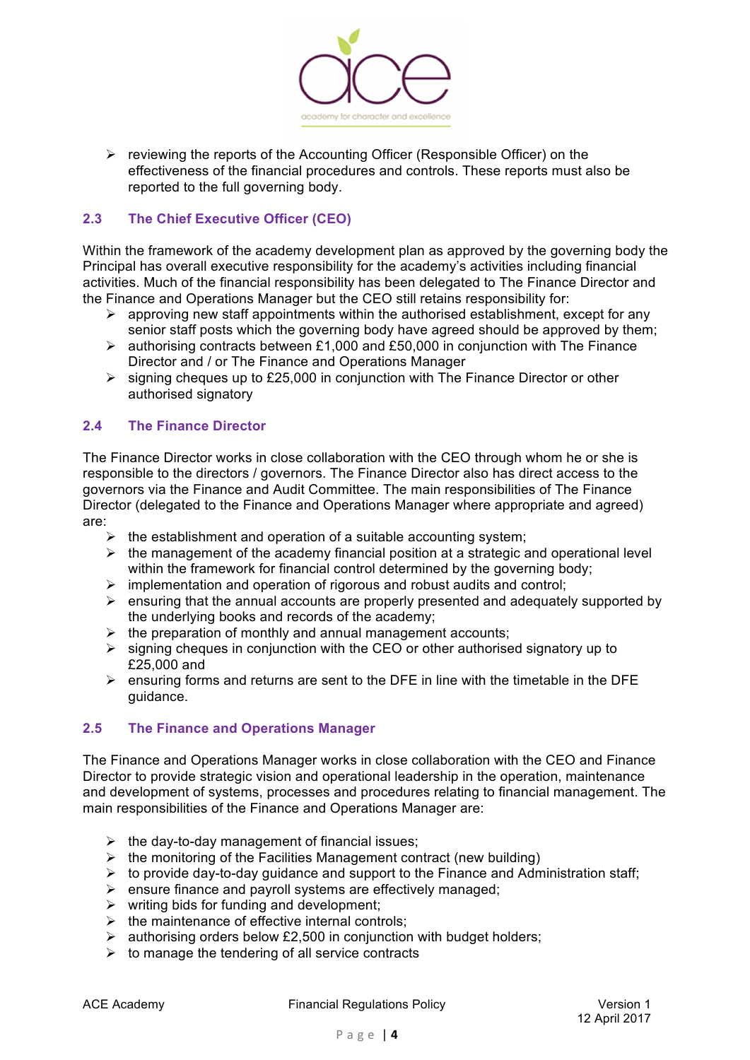- reviewing the reports of the Accounting Officer (Responsible Officer) on the effectiveness of the financial procedures and controls. These reports must also be reported to the full governing body.

### 2.3 The Chief Executive Officer (CEO)

Within the framework of the academy development plan as approved by the governing body the Principal has overall executive responsibility for the academy's activities including financial activities. Much of the financial responsibility has been delegated to The Finance Director and the Finance and Operations Manager but the CEO still retains responsibility for:

- approving new staff appointments within the authorised establishment, except for any senior staff posts which the governing body have agreed should be approved by them;
- authorising contracts between £1,000 and £50,000 in conjunction with The Finance Director and / or The Finance and Operations Manager
- signing cheques up to £25,000 in conjunction with The Finance Director or other authorised signatory

### 2.4 The Finance Director

The Finance Director works in close collaboration with the CEO through whom he or she is responsible to the directors / governors. The Finance Director also has direct access to the governors via the Finance and Audit Committee. The main responsibilities of The Finance Director (delegated to the Finance and Operations Manager where appropriate and agreed) are:

- the establishment and operation of a suitable accounting system;
- the management of the academy financial position at a strategic and operational level within the framework for financial control determined by the governing body;
- implementation and operation of rigorous and robust audits and control;
- ensuring that the annual accounts are properly presented and adequately supported by the underlying books and records of the academy;
- the preparation of monthly and annual management accounts;
- signing cheques in conjunction with the CEO or other authorised signatory up to £25,000 and
- ensuring forms and returns are sent to the DFE in line with the timetable in the DFE guidance.

### 2.5 The Finance and Operations Manager

The Finance and Operations Manager works in close collaboration with the CEO and Finance Director to provide strategic vision and operational leadership in the operation, maintenance and development of systems, processes and procedures relating to financial management. The main responsibilities of the Finance and Operations Manager are:

- the day-to-day management of financial issues;
- the monitoring of the Facilities Management contract (new building)
- to provide day-to-day guidance and support to the Finance and Administration staff;
- ensure finance and payroll systems are effectively managed;
- writing bids for funding and development;
- the maintenance of effective internal controls;
- authorising orders below £2,500 in conjunction with budget holders;
- to manage the tendering of all service contracts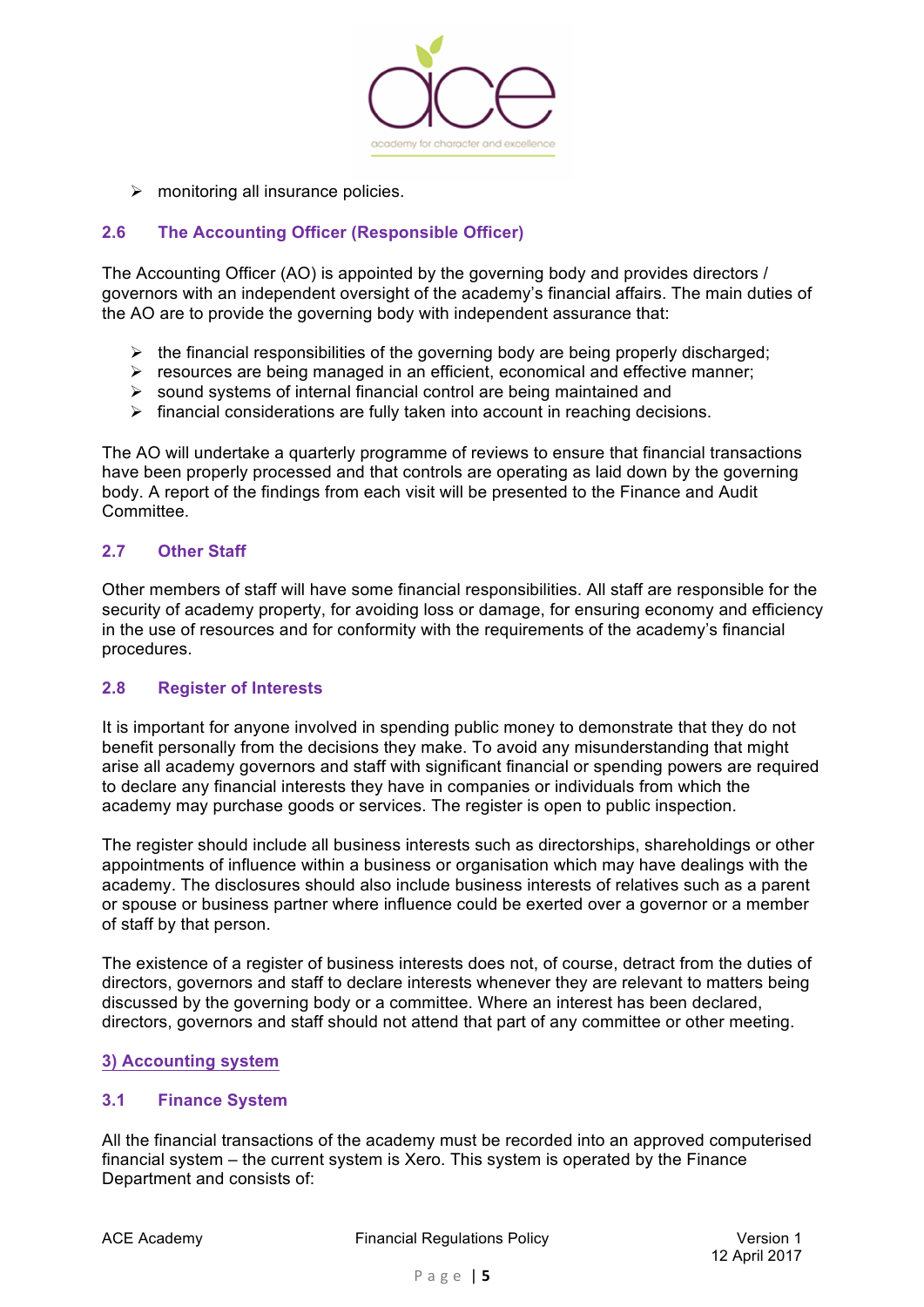- monitoring all insurance policies.

### 2.6 The Accounting Officer (Responsible Officer)

The Accounting Officer (AO) is appointed by the governing body and provides directors / governors with an independent oversight of the academy's financial affairs. The main duties of the AO are to provide the governing body with independent assurance that:

- the financial responsibilities of the governing body are being properly discharged;
- resources are being managed in an efficient, economical and effective manner;
- sound systems of internal financial control are being maintained and
- financial considerations are fully taken into account in reaching decisions.

The AO will undertake a quarterly programme of reviews to ensure that financial transactions have been properly processed and that controls are operating as laid down by the governing body. A report of the findings from each visit will be presented to the Finance and Audit Committee.

### 2.7 Other Staff

Other members of staff will have some financial responsibilities. All staff are responsible for the security of academy property, for avoiding loss or damage, for ensuring economy and efficiency in the use of resources and for conformity with the requirements of the academy's financial procedures.

### 2.8 Register of Interests

It is important for anyone involved in spending public money to demonstrate that they do not benefit personally from the decisions they make. To avoid any misunderstanding that might arise all academy governors and staff with significant financial or spending powers are required to declare any financial interests they have in companies or individuals from which the academy may purchase goods or services. The register is open to public inspection.

The register should include all business interests such as directorships, shareholdings or other appointments of influence within a business or organisation which may have dealings with the academy. The disclosures should also include business interests of relatives such as a parent or spouse or business partner where influence could be exerted over a governor or a member of staff by that person.

The existence of a register of business interests does not, of course, detract from the duties of directors, governors and staff to declare interests whenever they are relevant to matters being discussed by the governing body or a committee. Where an interest has been declared, directors, governors and staff should not attend that part of any committee or other meeting.

## 3) Accounting system

### 3.1 Finance System

All the financial transactions of the academy must be recorded into an approved computerised financial system – the current system is Xero. This system is operated by the Finance Department and consists of: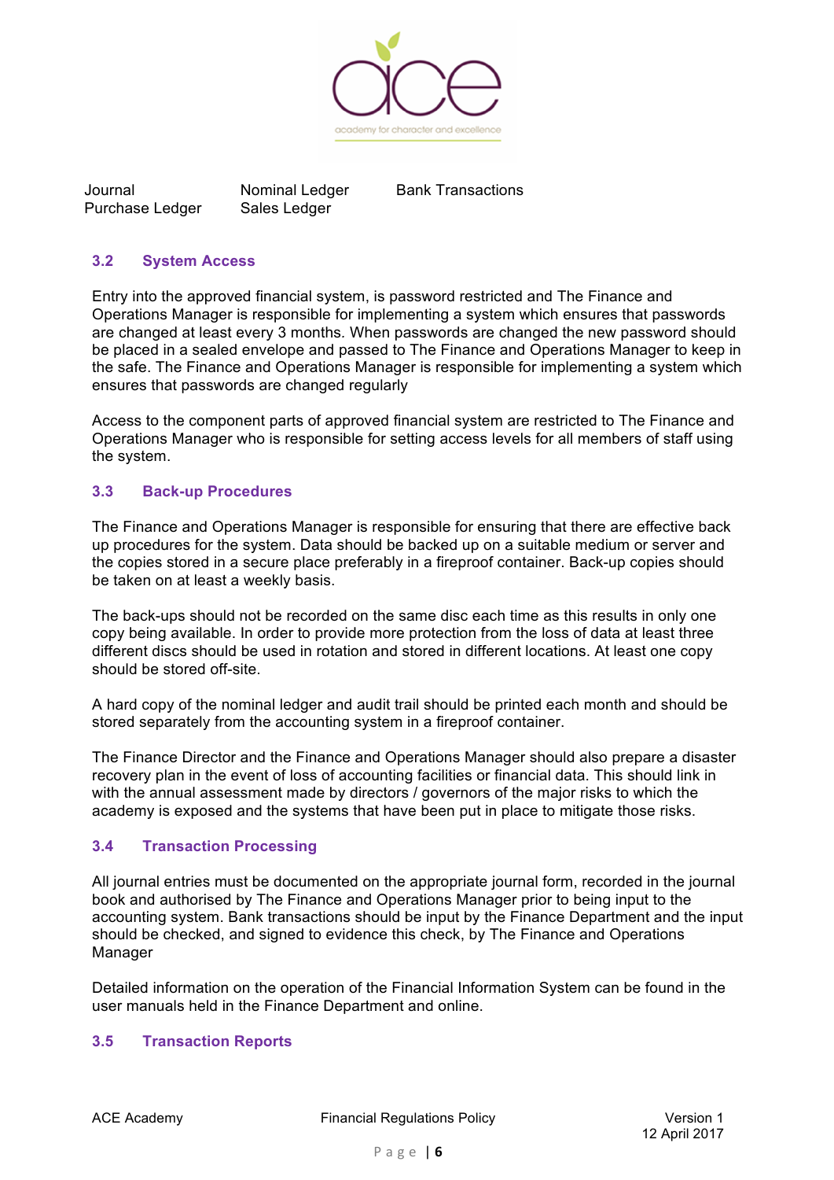| Journal | Nominal Ledger | Bank Transactions |
|---|---|---|
| Purchase Ledger | Sales Ledger | |

### 3.2 System Access

Entry into the approved financial system, is password restricted and The Finance and Operations Manager is responsible for implementing a system which ensures that passwords are changed at least every 3 months. When passwords are changed the new password should be placed in a sealed envelope and passed to The Finance and Operations Manager to keep in the safe. The Finance and Operations Manager is responsible for implementing a system which ensures that passwords are changed regularly

Access to the component parts of approved financial system are restricted to The Finance and Operations Manager who is responsible for setting access levels for all members of staff using the system.

### 3.3 Back-up Procedures

The Finance and Operations Manager is responsible for ensuring that there are effective back up procedures for the system. Data should be backed up on a suitable medium or server and the copies stored in a secure place preferably in a fireproof container. Back-up copies should be taken on at least a weekly basis.

The back-ups should not be recorded on the same disc each time as this results in only one copy being available. In order to provide more protection from the loss of data at least three different discs should be used in rotation and stored in different locations. At least one copy should be stored off-site.

A hard copy of the nominal ledger and audit trail should be printed each month and should be stored separately from the accounting system in a fireproof container.

The Finance Director and the Finance and Operations Manager should also prepare a disaster recovery plan in the event of loss of accounting facilities or financial data. This should link in with the annual assessment made by directors / governors of the major risks to which the academy is exposed and the systems that have been put in place to mitigate those risks.

### 3.4 Transaction Processing

All journal entries must be documented on the appropriate journal form, recorded in the journal book and authorised by The Finance and Operations Manager prior to being input to the accounting system. Bank transactions should be input by the Finance Department and the input should be checked, and signed to evidence this check, by The Finance and Operations Manager

Detailed information on the operation of the Financial Information System can be found in the user manuals held in the Finance Department and online.

### 3.5 Transaction Reports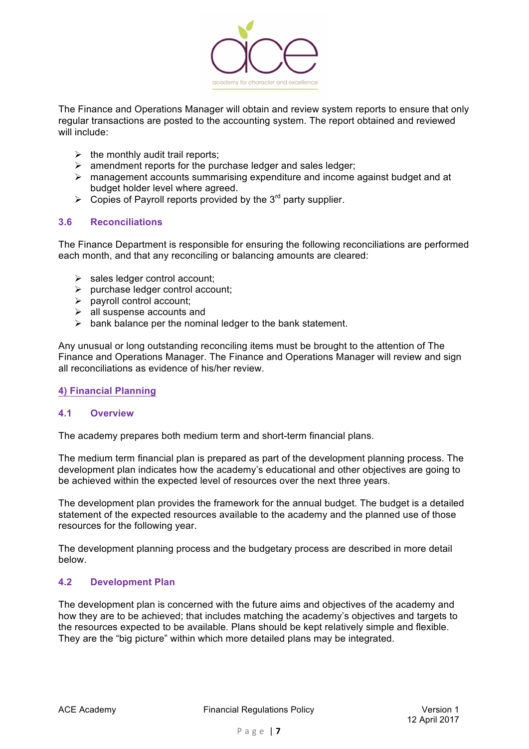The Finance and Operations Manager will obtain and review system reports to ensure that only regular transactions are posted to the accounting system. The report obtained and reviewed will include:

- the monthly audit trail reports;
- amendment reports for the purchase ledger and sales ledger;
- management accounts summarising expenditure and income against budget and at budget holder level where agreed.
- Copies of Payroll reports provided by the 3rd party supplier.

### 3.6 Reconciliations

The Finance Department is responsible for ensuring the following reconciliations are performed each month, and that any reconciling or balancing amounts are cleared:

- sales ledger control account;
- purchase ledger control account;
- payroll control account;
- all suspense accounts and
- bank balance per the nominal ledger to the bank statement.

Any unusual or long outstanding reconciling items must be brought to the attention of The Finance and Operations Manager. The Finance and Operations Manager will review and sign all reconciliations as evidence of his/her review.

## 4) Financial Planning

### 4.1 Overview

The academy prepares both medium term and short-term financial plans.

The medium term financial plan is prepared as part of the development planning process. The development plan indicates how the academy's educational and other objectives are going to be achieved within the expected level of resources over the next three years.

The development plan provides the framework for the annual budget. The budget is a detailed statement of the expected resources available to the academy and the planned use of those resources for the following year.

The development planning process and the budgetary process are described in more detail below.

### 4.2 Development Plan

The development plan is concerned with the future aims and objectives of the academy and how they are to be achieved; that includes matching the academy's objectives and targets to the resources expected to be available. Plans should be kept relatively simple and flexible. They are the "big picture" within which more detailed plans may be integrated.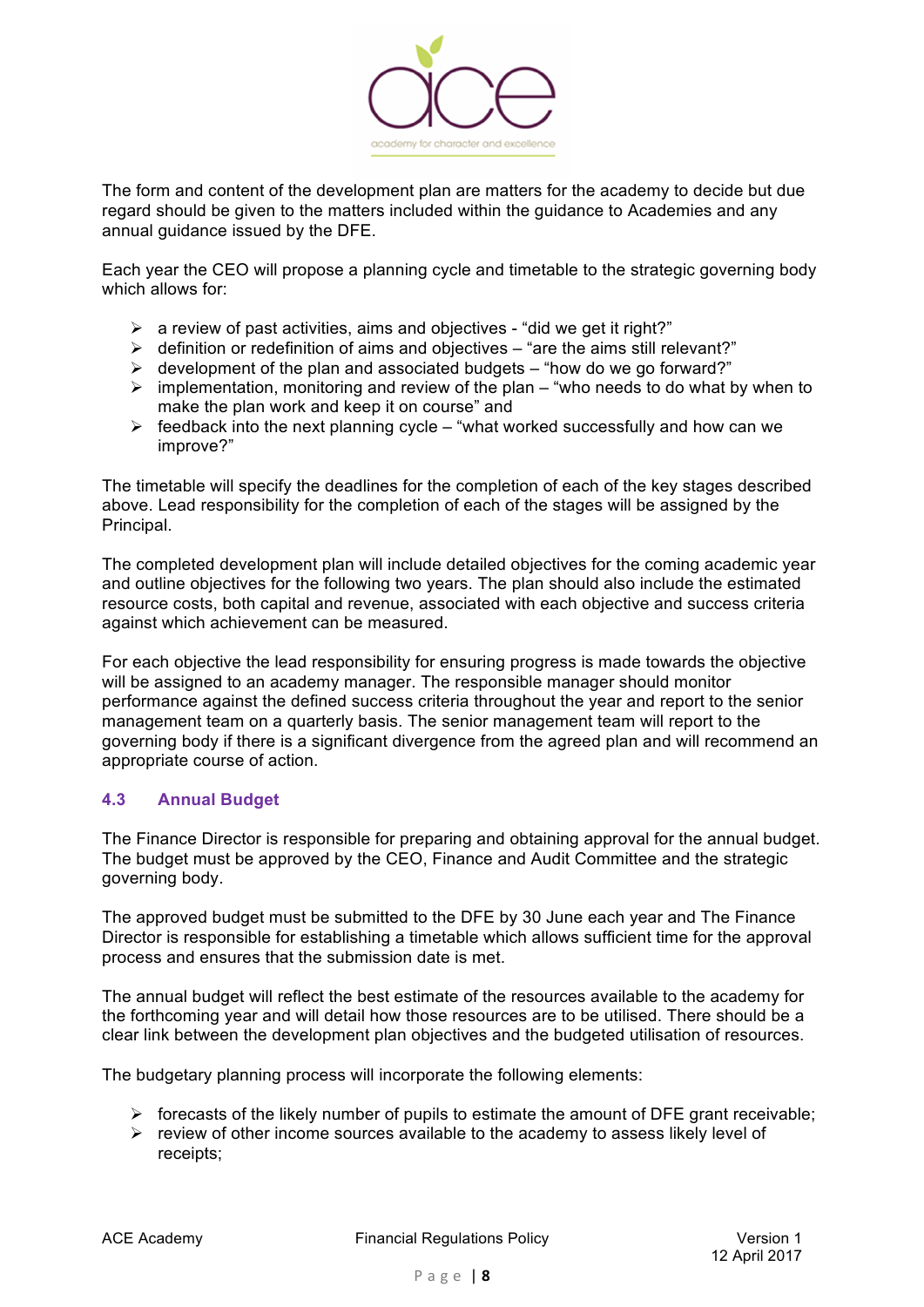The form and content of the development plan are matters for the academy to decide but due regard should be given to the matters included within the guidance to Academies and any annual guidance issued by the DFE.

Each year the CEO will propose a planning cycle and timetable to the strategic governing body which allows for:

- a review of past activities, aims and objectives - "did we get it right?"
- definition or redefinition of aims and objectives – "are the aims still relevant?"
- development of the plan and associated budgets – "how do we go forward?"
- implementation, monitoring and review of the plan – "who needs to do what by when to make the plan work and keep it on course" and
- feedback into the next planning cycle – "what worked successfully and how can we improve?"

The timetable will specify the deadlines for the completion of each of the key stages described above. Lead responsibility for the completion of each of the stages will be assigned by the Principal.

The completed development plan will include detailed objectives for the coming academic year and outline objectives for the following two years. The plan should also include the estimated resource costs, both capital and revenue, associated with each objective and success criteria against which achievement can be measured.

For each objective the lead responsibility for ensuring progress is made towards the objective will be assigned to an academy manager. The responsible manager should monitor performance against the defined success criteria throughout the year and report to the senior management team on a quarterly basis. The senior management team will report to the governing body if there is a significant divergence from the agreed plan and will recommend an appropriate course of action.

### 4.3 Annual Budget

The Finance Director is responsible for preparing and obtaining approval for the annual budget. The budget must be approved by the CEO, Finance and Audit Committee and the strategic governing body.

The approved budget must be submitted to the DFE by 30 June each year and The Finance Director is responsible for establishing a timetable which allows sufficient time for the approval process and ensures that the submission date is met.

The annual budget will reflect the best estimate of the resources available to the academy for the forthcoming year and will detail how those resources are to be utilised. There should be a clear link between the development plan objectives and the budgeted utilisation of resources.

The budgetary planning process will incorporate the following elements:

- forecasts of the likely number of pupils to estimate the amount of DFE grant receivable;
- review of other income sources available to the academy to assess likely level of receipts;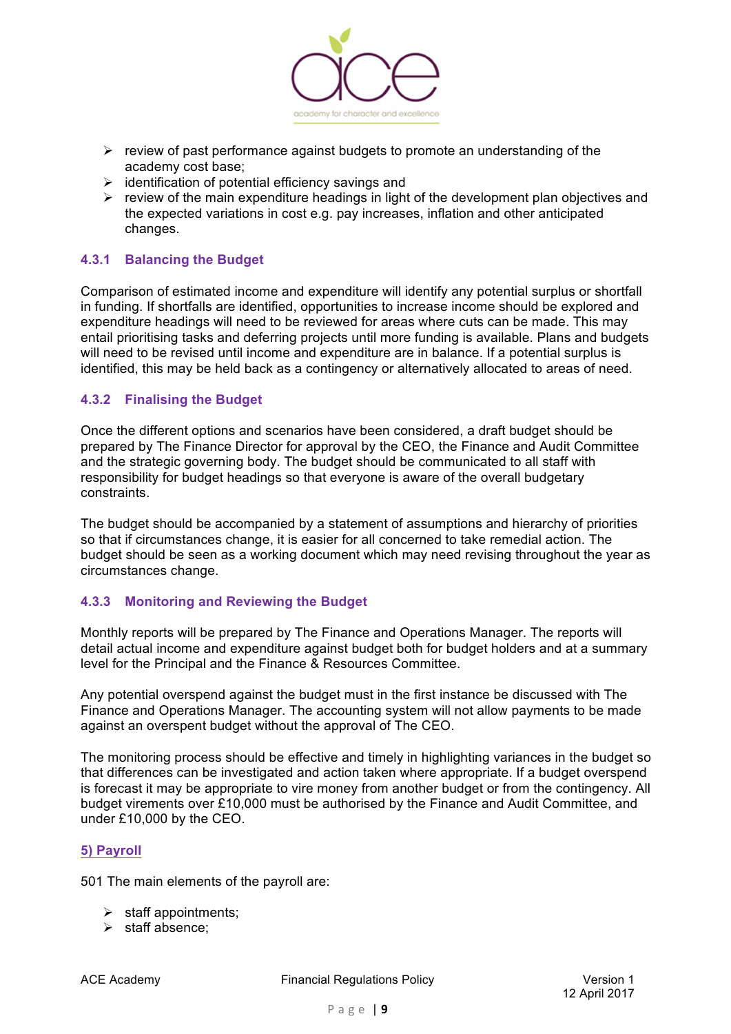- review of past performance against budgets to promote an understanding of the academy cost base;
- identification of potential efficiency savings and
- review of the main expenditure headings in light of the development plan objectives and the expected variations in cost e.g. pay increases, inflation and other anticipated changes.

### 4.3.1 Balancing the Budget

Comparison of estimated income and expenditure will identify any potential surplus or shortfall in funding. If shortfalls are identified, opportunities to increase income should be explored and expenditure headings will need to be reviewed for areas where cuts can be made. This may entail prioritising tasks and deferring projects until more funding is available. Plans and budgets will need to be revised until income and expenditure are in balance. If a potential surplus is identified, this may be held back as a contingency or alternatively allocated to areas of need.

### 4.3.2 Finalising the Budget

Once the different options and scenarios have been considered, a draft budget should be prepared by The Finance Director for approval by the CEO, the Finance and Audit Committee and the strategic governing body. The budget should be communicated to all staff with responsibility for budget headings so that everyone is aware of the overall budgetary constraints.

The budget should be accompanied by a statement of assumptions and hierarchy of priorities so that if circumstances change, it is easier for all concerned to take remedial action. The budget should be seen as a working document which may need revising throughout the year as circumstances change.

### 4.3.3 Monitoring and Reviewing the Budget

Monthly reports will be prepared by The Finance and Operations Manager. The reports will detail actual income and expenditure against budget both for budget holders and at a summary level for the Principal and the Finance & Resources Committee.

Any potential overspend against the budget must in the first instance be discussed with The Finance and Operations Manager. The accounting system will not allow payments to be made against an overspent budget without the approval of The CEO.

The monitoring process should be effective and timely in highlighting variances in the budget so that differences can be investigated and action taken where appropriate. If a budget overspend is forecast it may be appropriate to vire money from another budget or from the contingency. All budget virements over £10,000 must be authorised by the Finance and Audit Committee, and under £10,000 by the CEO.

## 5) Payroll

501 The main elements of the payroll are:

- staff appointments;
- staff absence;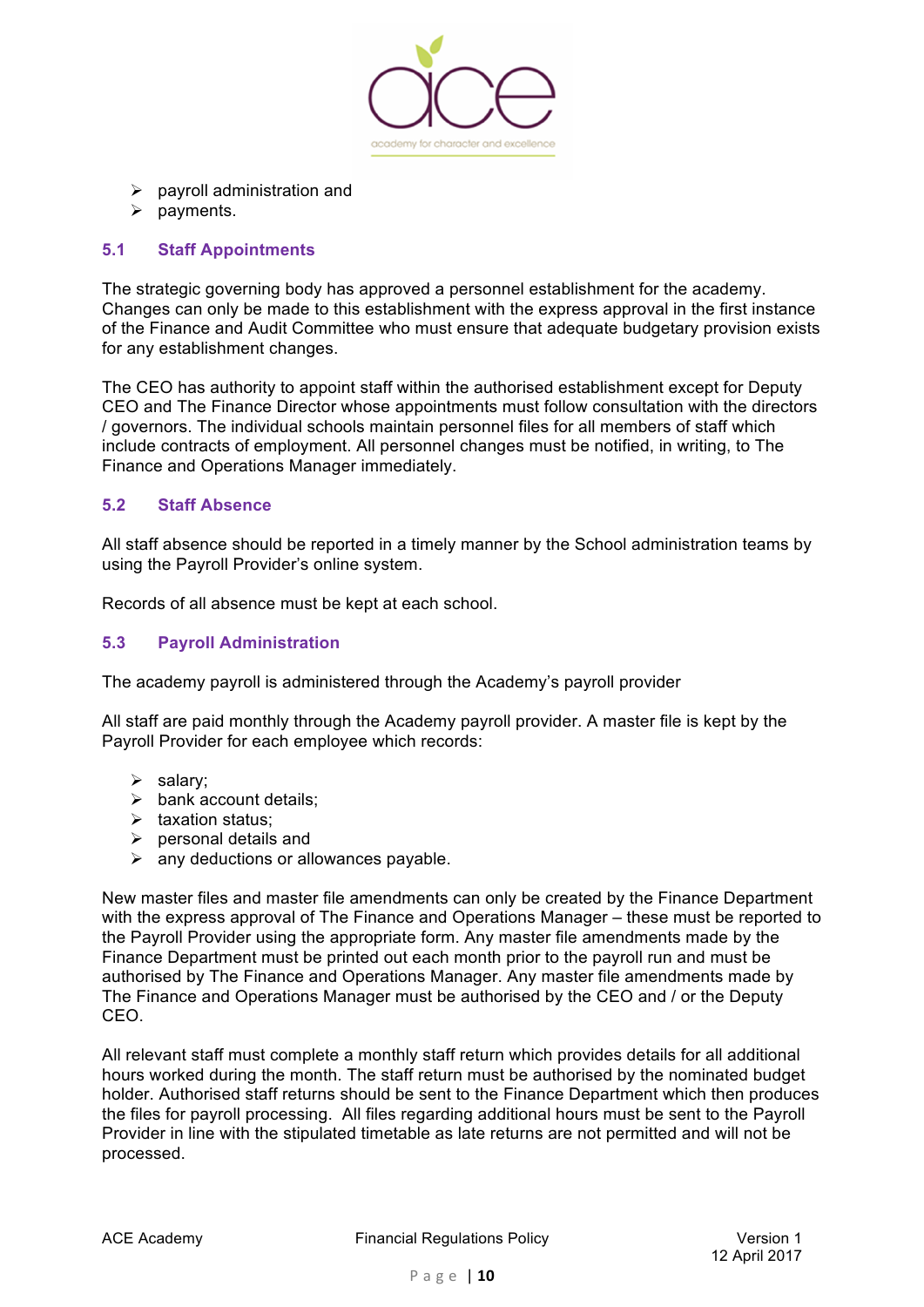- payroll administration and
- payments.

### 5.1 Staff Appointments

The strategic governing body has approved a personnel establishment for the academy. Changes can only be made to this establishment with the express approval in the first instance of the Finance and Audit Committee who must ensure that adequate budgetary provision exists for any establishment changes.

The CEO has authority to appoint staff within the authorised establishment except for Deputy CEO and The Finance Director whose appointments must follow consultation with the directors / governors. The individual schools maintain personnel files for all members of staff which include contracts of employment. All personnel changes must be notified, in writing, to The Finance and Operations Manager immediately.

### 5.2 Staff Absence

All staff absence should be reported in a timely manner by the School administration teams by using the Payroll Provider's online system.

Records of all absence must be kept at each school.

### 5.3 Payroll Administration

The academy payroll is administered through the Academy's payroll provider

All staff are paid monthly through the Academy payroll provider. A master file is kept by the Payroll Provider for each employee which records:

- salary;
- bank account details;
- taxation status;
- personal details and
- any deductions or allowances payable.

New master files and master file amendments can only be created by the Finance Department with the express approval of The Finance and Operations Manager – these must be reported to the Payroll Provider using the appropriate form. Any master file amendments made by the Finance Department must be printed out each month prior to the payroll run and must be authorised by The Finance and Operations Manager. Any master file amendments made by The Finance and Operations Manager must be authorised by the CEO and / or the Deputy CEO.

All relevant staff must complete a monthly staff return which provides details for all additional hours worked during the month. The staff return must be authorised by the nominated budget holder. Authorised staff returns should be sent to the Finance Department which then produces the files for payroll processing. All files regarding additional hours must be sent to the Payroll Provider in line with the stipulated timetable as late returns are not permitted and will not be processed.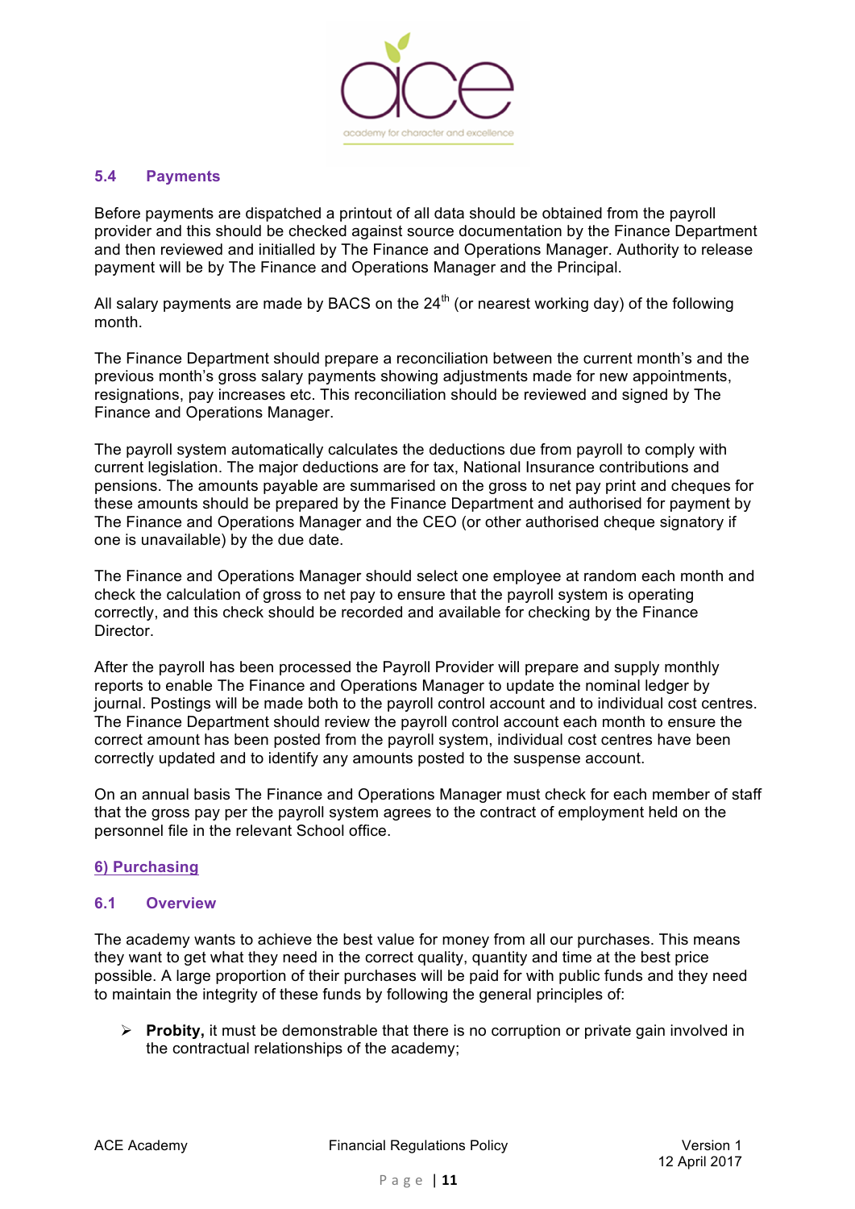### 5.4 Payments

Before payments are dispatched a printout of all data should be obtained from the payroll provider and this should be checked against source documentation by the Finance Department and then reviewed and initialled by The Finance and Operations Manager. Authority to release payment will be by The Finance and Operations Manager and the Principal.

All salary payments are made by BACS on the 24th (or nearest working day) of the following month.

The Finance Department should prepare a reconciliation between the current month's and the previous month's gross salary payments showing adjustments made for new appointments, resignations, pay increases etc. This reconciliation should be reviewed and signed by The Finance and Operations Manager.

The payroll system automatically calculates the deductions due from payroll to comply with current legislation. The major deductions are for tax, National Insurance contributions and pensions. The amounts payable are summarised on the gross to net pay print and cheques for these amounts should be prepared by the Finance Department and authorised for payment by The Finance and Operations Manager and the CEO (or other authorised cheque signatory if one is unavailable) by the due date.

The Finance and Operations Manager should select one employee at random each month and check the calculation of gross to net pay to ensure that the payroll system is operating correctly, and this check should be recorded and available for checking by the Finance Director.

After the payroll has been processed the Payroll Provider will prepare and supply monthly reports to enable The Finance and Operations Manager to update the nominal ledger by journal. Postings will be made both to the payroll control account and to individual cost centres. The Finance Department should review the payroll control account each month to ensure the correct amount has been posted from the payroll system, individual cost centres have been correctly updated and to identify any amounts posted to the suspense account.

On an annual basis The Finance and Operations Manager must check for each member of staff that the gross pay per the payroll system agrees to the contract of employment held on the personnel file in the relevant School office.

## 6) Purchasing

### 6.1 Overview

The academy wants to achieve the best value for money from all our purchases. This means they want to get what they need in the correct quality, quantity and time at the best price possible. A large proportion of their purchases will be paid for with public funds and they need to maintain the integrity of these funds by following the general principles of:

- **Probity,** it must be demonstrable that there is no corruption or private gain involved in the contractual relationships of the academy;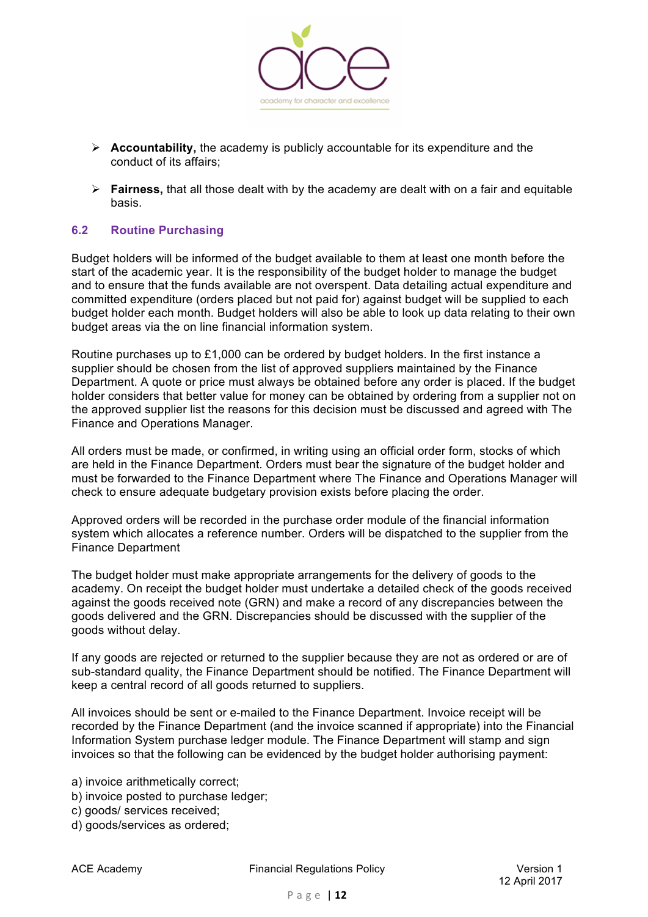- **Accountability,** the academy is publicly accountable for its expenditure and the conduct of its affairs;
- **Fairness,** that all those dealt with by the academy are dealt with on a fair and equitable basis.

### 6.2 Routine Purchasing

Budget holders will be informed of the budget available to them at least one month before the start of the academic year. It is the responsibility of the budget holder to manage the budget and to ensure that the funds available are not overspent. Data detailing actual expenditure and committed expenditure (orders placed but not paid for) against budget will be supplied to each budget holder each month. Budget holders will also be able to look up data relating to their own budget areas via the on line financial information system.

Routine purchases up to £1,000 can be ordered by budget holders. In the first instance a supplier should be chosen from the list of approved suppliers maintained by the Finance Department. A quote or price must always be obtained before any order is placed. If the budget holder considers that better value for money can be obtained by ordering from a supplier not on the approved supplier list the reasons for this decision must be discussed and agreed with The Finance and Operations Manager.

All orders must be made, or confirmed, in writing using an official order form, stocks of which are held in the Finance Department. Orders must bear the signature of the budget holder and must be forwarded to the Finance Department where The Finance and Operations Manager will check to ensure adequate budgetary provision exists before placing the order.

Approved orders will be recorded in the purchase order module of the financial information system which allocates a reference number. Orders will be dispatched to the supplier from the Finance Department

The budget holder must make appropriate arrangements for the delivery of goods to the academy. On receipt the budget holder must undertake a detailed check of the goods received against the goods received note (GRN) and make a record of any discrepancies between the goods delivered and the GRN. Discrepancies should be discussed with the supplier of the goods without delay.

If any goods are rejected or returned to the supplier because they are not as ordered or are of sub-standard quality, the Finance Department should be notified. The Finance Department will keep a central record of all goods returned to suppliers.

All invoices should be sent or e-mailed to the Finance Department. Invoice receipt will be recorded by the Finance Department (and the invoice scanned if appropriate) into the Financial Information System purchase ledger module. The Finance Department will stamp and sign invoices so that the following can be evidenced by the budget holder authorising payment:

a) invoice arithmetically correct;
b) invoice posted to purchase ledger;
c) goods/ services received;
d) goods/services as ordered;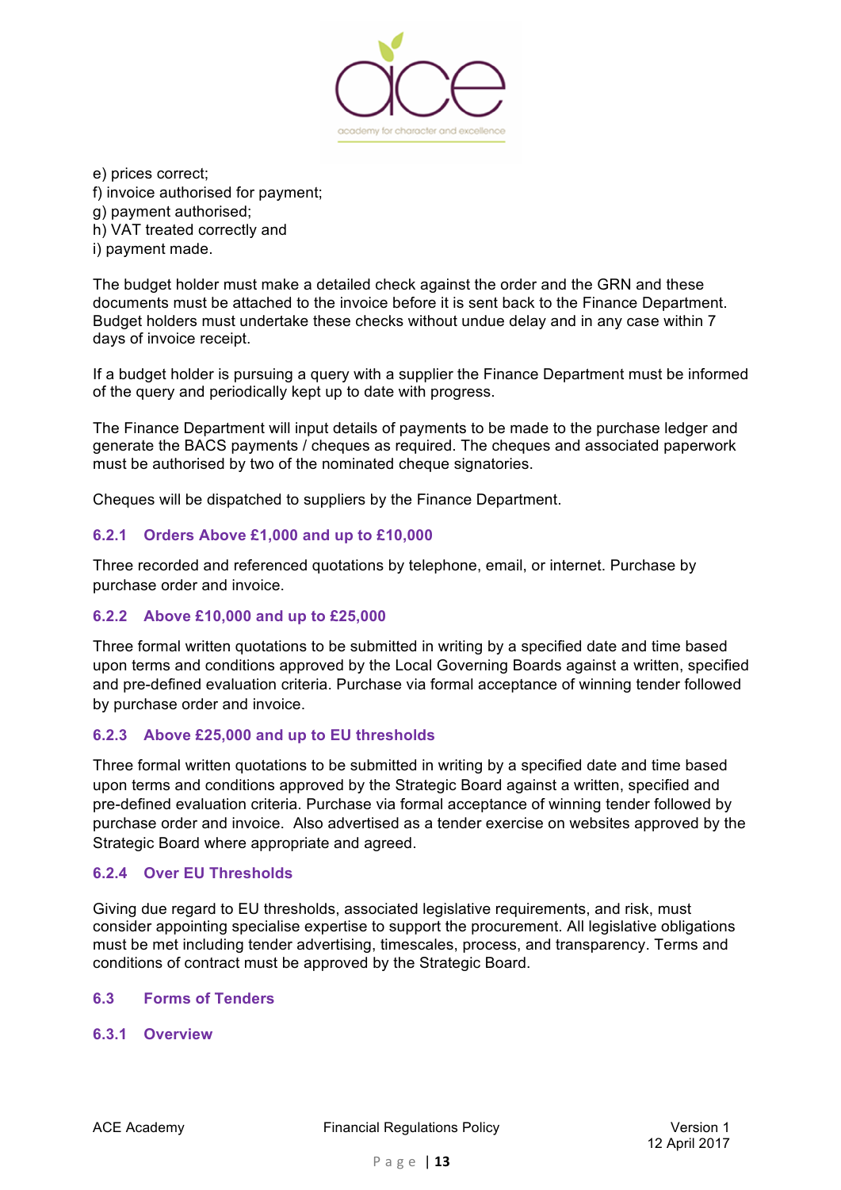e) prices correct;
f) invoice authorised for payment;
g) payment authorised;
h) VAT treated correctly and
i) payment made.

The budget holder must make a detailed check against the order and the GRN and these documents must be attached to the invoice before it is sent back to the Finance Department. Budget holders must undertake these checks without undue delay and in any case within 7 days of invoice receipt.

If a budget holder is pursuing a query with a supplier the Finance Department must be informed of the query and periodically kept up to date with progress.

The Finance Department will input details of payments to be made to the purchase ledger and generate the BACS payments / cheques as required. The cheques and associated paperwork must be authorised by two of the nominated cheque signatories.

Cheques will be dispatched to suppliers by the Finance Department.

#### 6.2.1 Orders Above £1,000 and up to £10,000

Three recorded and referenced quotations by telephone, email, or internet. Purchase by purchase order and invoice.

#### 6.2.2 Above £10,000 and up to £25,000

Three formal written quotations to be submitted in writing by a specified date and time based upon terms and conditions approved by the Local Governing Boards against a written, specified and pre-defined evaluation criteria. Purchase via formal acceptance of winning tender followed by purchase order and invoice.

#### 6.2.3 Above £25,000 and up to EU thresholds

Three formal written quotations to be submitted in writing by a specified date and time based upon terms and conditions approved by the Strategic Board against a written, specified and pre-defined evaluation criteria. Purchase via formal acceptance of winning tender followed by purchase order and invoice. Also advertised as a tender exercise on websites approved by the Strategic Board where appropriate and agreed.

#### 6.2.4 Over EU Thresholds

Giving due regard to EU thresholds, associated legislative requirements, and risk, must consider appointing specialise expertise to support the procurement. All legislative obligations must be met including tender advertising, timescales, process, and transparency. Terms and conditions of contract must be approved by the Strategic Board.

### 6.3 Forms of Tenders

#### 6.3.1 Overview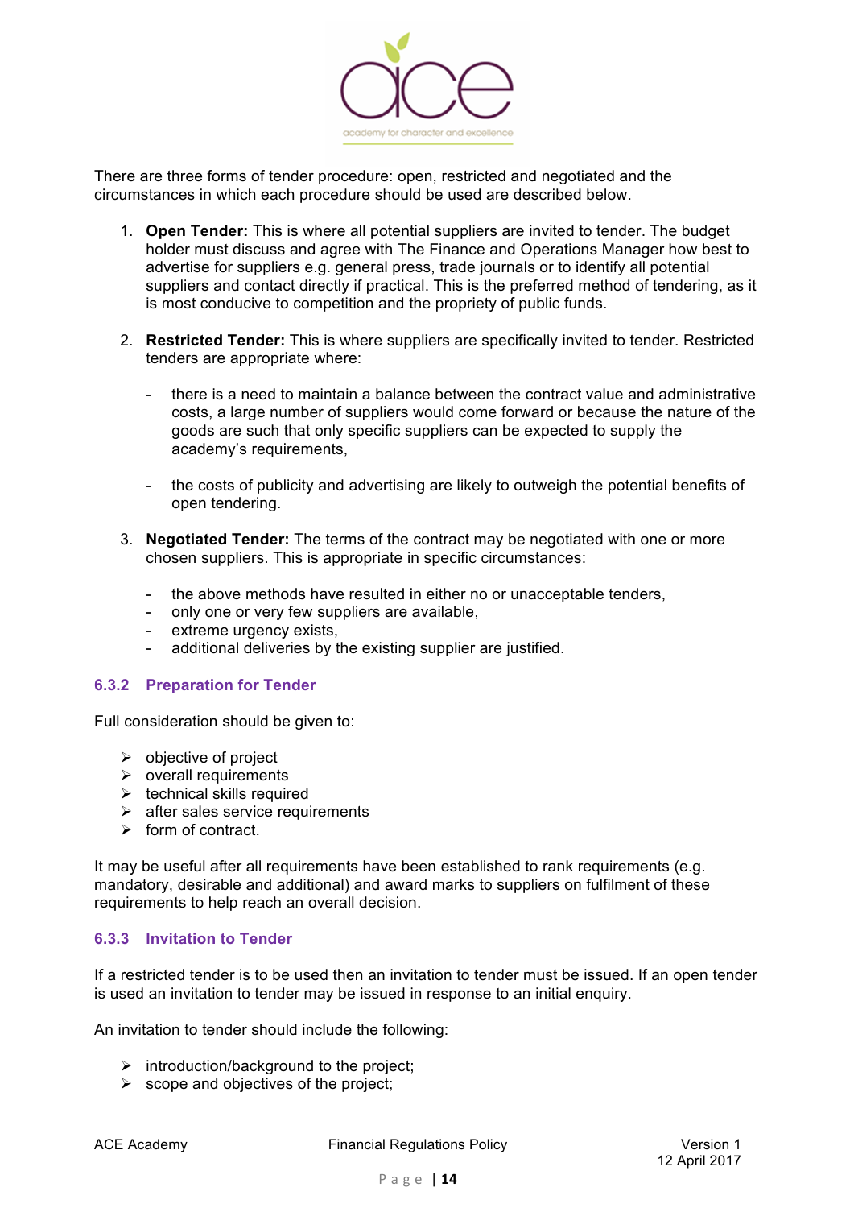There are three forms of tender procedure: open, restricted and negotiated and the circumstances in which each procedure should be used are described below.

1. **Open Tender:** This is where all potential suppliers are invited to tender. The budget holder must discuss and agree with The Finance and Operations Manager how best to advertise for suppliers e.g. general press, trade journals or to identify all potential suppliers and contact directly if practical. This is the preferred method of tendering, as it is most conducive to competition and the propriety of public funds.

2. **Restricted Tender:** This is where suppliers are specifically invited to tender. Restricted tenders are appropriate where:

   - there is a need to maintain a balance between the contract value and administrative costs, a large number of suppliers would come forward or because the nature of the goods are such that only specific suppliers can be expected to supply the academy's requirements,

   - the costs of publicity and advertising are likely to outweigh the potential benefits of open tendering.

3. **Negotiated Tender:** The terms of the contract may be negotiated with one or more chosen suppliers. This is appropriate in specific circumstances:

   - the above methods have resulted in either no or unacceptable tenders,
   - only one or very few suppliers are available,
   - extreme urgency exists,
   - additional deliveries by the existing supplier are justified.

### 6.3.2 Preparation for Tender

Full consideration should be given to:

- objective of project
- overall requirements
- technical skills required
- after sales service requirements
- form of contract.

It may be useful after all requirements have been established to rank requirements (e.g. mandatory, desirable and additional) and award marks to suppliers on fulfilment of these requirements to help reach an overall decision.

### 6.3.3 Invitation to Tender

If a restricted tender is to be used then an invitation to tender must be issued. If an open tender is used an invitation to tender may be issued in response to an initial enquiry.

An invitation to tender should include the following:

- introduction/background to the project;
- scope and objectives of the project;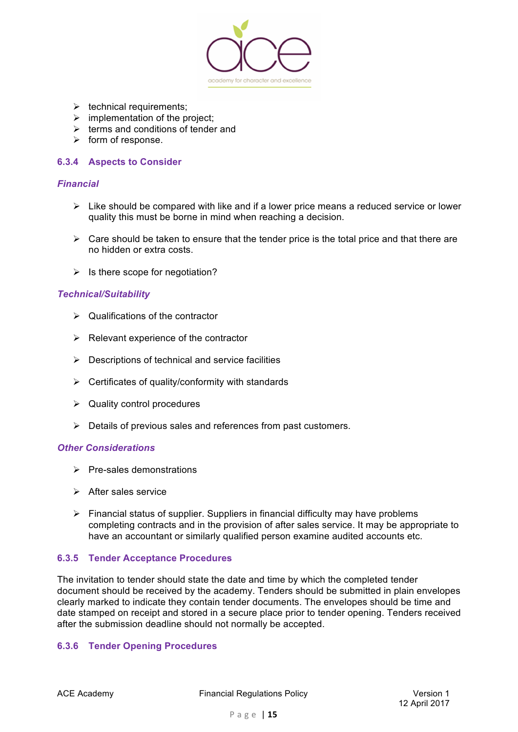- technical requirements;
- implementation of the project;
- terms and conditions of tender and
- form of response.

### 6.3.4 Aspects to Consider

#### *Financial*

- Like should be compared with like and if a lower price means a reduced service or lower quality this must be borne in mind when reaching a decision.

- Care should be taken to ensure that the tender price is the total price and that there are no hidden or extra costs.

- Is there scope for negotiation?

#### *Technical/Suitability*

- Qualifications of the contractor

- Relevant experience of the contractor

- Descriptions of technical and service facilities

- Certificates of quality/conformity with standards

- Quality control procedures

- Details of previous sales and references from past customers.

#### *Other Considerations*

- Pre-sales demonstrations

- After sales service

- Financial status of supplier. Suppliers in financial difficulty may have problems completing contracts and in the provision of after sales service. It may be appropriate to have an accountant or similarly qualified person examine audited accounts etc.

### 6.3.5 Tender Acceptance Procedures

The invitation to tender should state the date and time by which the completed tender document should be received by the academy. Tenders should be submitted in plain envelopes clearly marked to indicate they contain tender documents. The envelopes should be time and date stamped on receipt and stored in a secure place prior to tender opening. Tenders received after the submission deadline should not normally be accepted.

### 6.3.6 Tender Opening Procedures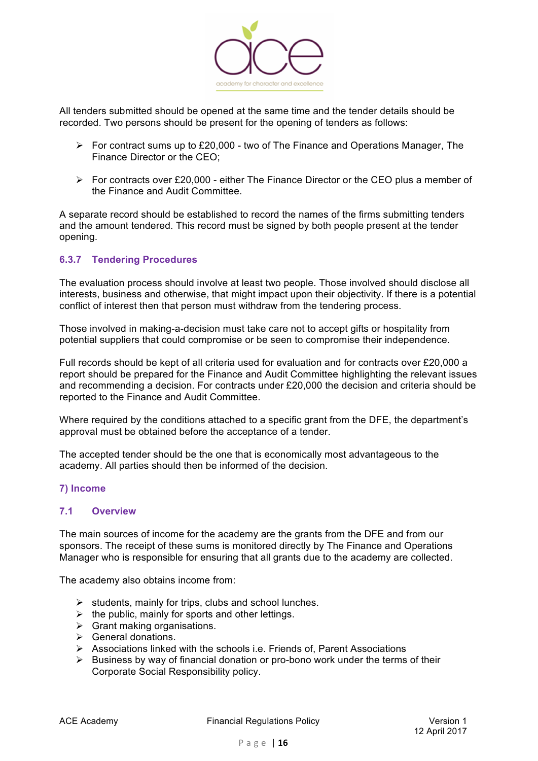All tenders submitted should be opened at the same time and the tender details should be recorded. Two persons should be present for the opening of tenders as follows:

- For contract sums up to £20,000 - two of The Finance and Operations Manager, The Finance Director or the CEO;
- For contracts over £20,000 - either The Finance Director or the CEO plus a member of the Finance and Audit Committee.

A separate record should be established to record the names of the firms submitting tenders and the amount tendered. This record must be signed by both people present at the tender opening.

### 6.3.7 Tendering Procedures

The evaluation process should involve at least two people. Those involved should disclose all interests, business and otherwise, that might impact upon their objectivity. If there is a potential conflict of interest then that person must withdraw from the tendering process.

Those involved in making-a-decision must take care not to accept gifts or hospitality from potential suppliers that could compromise or be seen to compromise their independence.

Full records should be kept of all criteria used for evaluation and for contracts over £20,000 a report should be prepared for the Finance and Audit Committee highlighting the relevant issues and recommending a decision. For contracts under £20,000 the decision and criteria should be reported to the Finance and Audit Committee.

Where required by the conditions attached to a specific grant from the DFE, the department's approval must be obtained before the acceptance of a tender.

The accepted tender should be the one that is economically most advantageous to the academy. All parties should then be informed of the decision.

## 7) Income

### 7.1 Overview

The main sources of income for the academy are the grants from the DFE and from our sponsors. The receipt of these sums is monitored directly by The Finance and Operations Manager who is responsible for ensuring that all grants due to the academy are collected.

The academy also obtains income from:

- students, mainly for trips, clubs and school lunches.
- the public, mainly for sports and other lettings.
- Grant making organisations.
- General donations.
- Associations linked with the schools i.e. Friends of, Parent Associations
- Business by way of financial donation or pro-bono work under the terms of their Corporate Social Responsibility policy.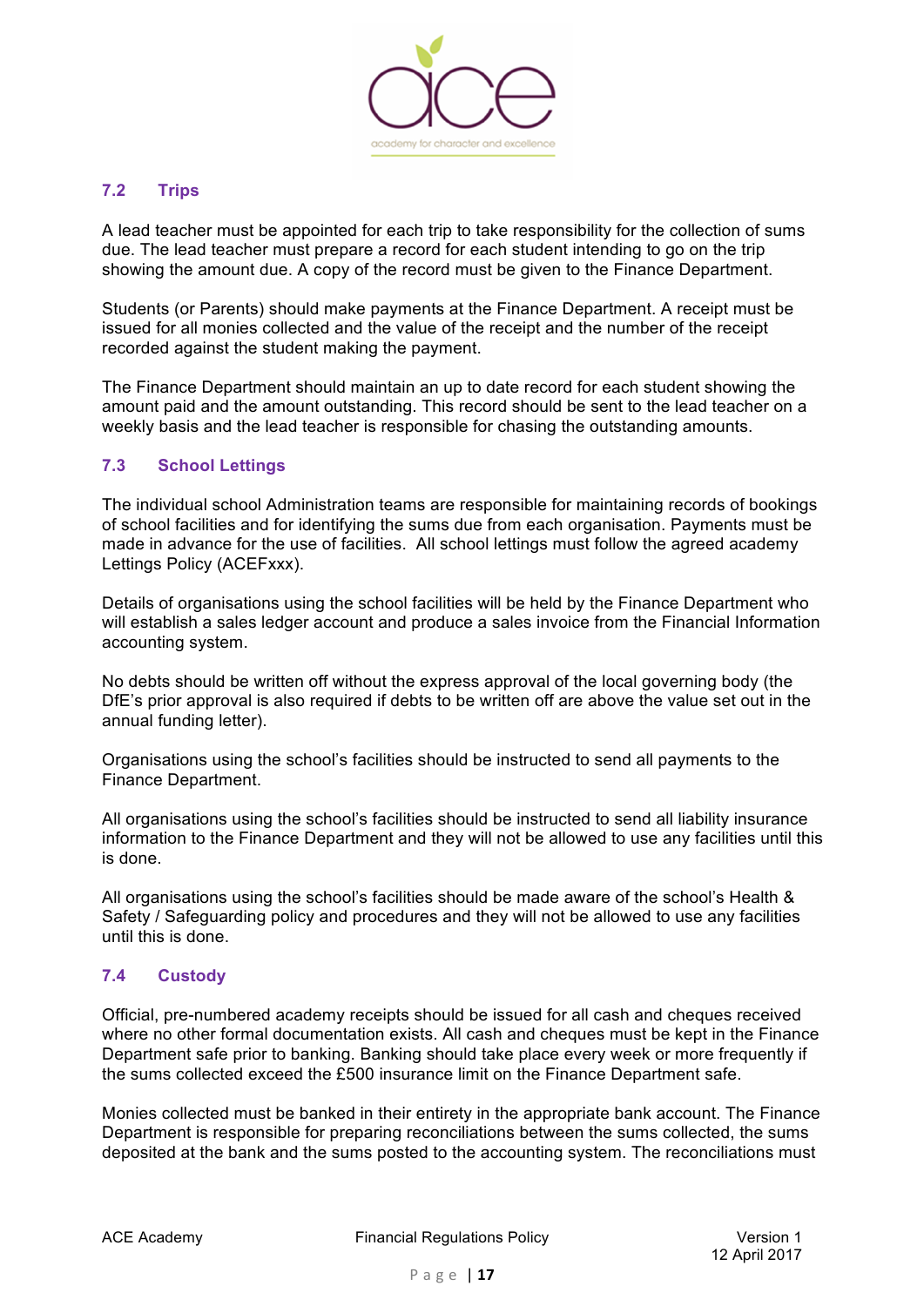### 7.2 Trips

A lead teacher must be appointed for each trip to take responsibility for the collection of sums due. The lead teacher must prepare a record for each student intending to go on the trip showing the amount due. A copy of the record must be given to the Finance Department.

Students (or Parents) should make payments at the Finance Department. A receipt must be issued for all monies collected and the value of the receipt and the number of the receipt recorded against the student making the payment.

The Finance Department should maintain an up to date record for each student showing the amount paid and the amount outstanding. This record should be sent to the lead teacher on a weekly basis and the lead teacher is responsible for chasing the outstanding amounts.

### 7.3 School Lettings

The individual school Administration teams are responsible for maintaining records of bookings of school facilities and for identifying the sums due from each organisation. Payments must be made in advance for the use of facilities. All school lettings must follow the agreed academy Lettings Policy (ACEFxxx).

Details of organisations using the school facilities will be held by the Finance Department who will establish a sales ledger account and produce a sales invoice from the Financial Information accounting system.

No debts should be written off without the express approval of the local governing body (the DfE's prior approval is also required if debts to be written off are above the value set out in the annual funding letter).

Organisations using the school's facilities should be instructed to send all payments to the Finance Department.

All organisations using the school's facilities should be instructed to send all liability insurance information to the Finance Department and they will not be allowed to use any facilities until this is done.

All organisations using the school's facilities should be made aware of the school's Health & Safety / Safeguarding policy and procedures and they will not be allowed to use any facilities until this is done.

### 7.4 Custody

Official, pre-numbered academy receipts should be issued for all cash and cheques received where no other formal documentation exists. All cash and cheques must be kept in the Finance Department safe prior to banking. Banking should take place every week or more frequently if the sums collected exceed the £500 insurance limit on the Finance Department safe.

Monies collected must be banked in their entirety in the appropriate bank account. The Finance Department is responsible for preparing reconciliations between the sums collected, the sums deposited at the bank and the sums posted to the accounting system. The reconciliations must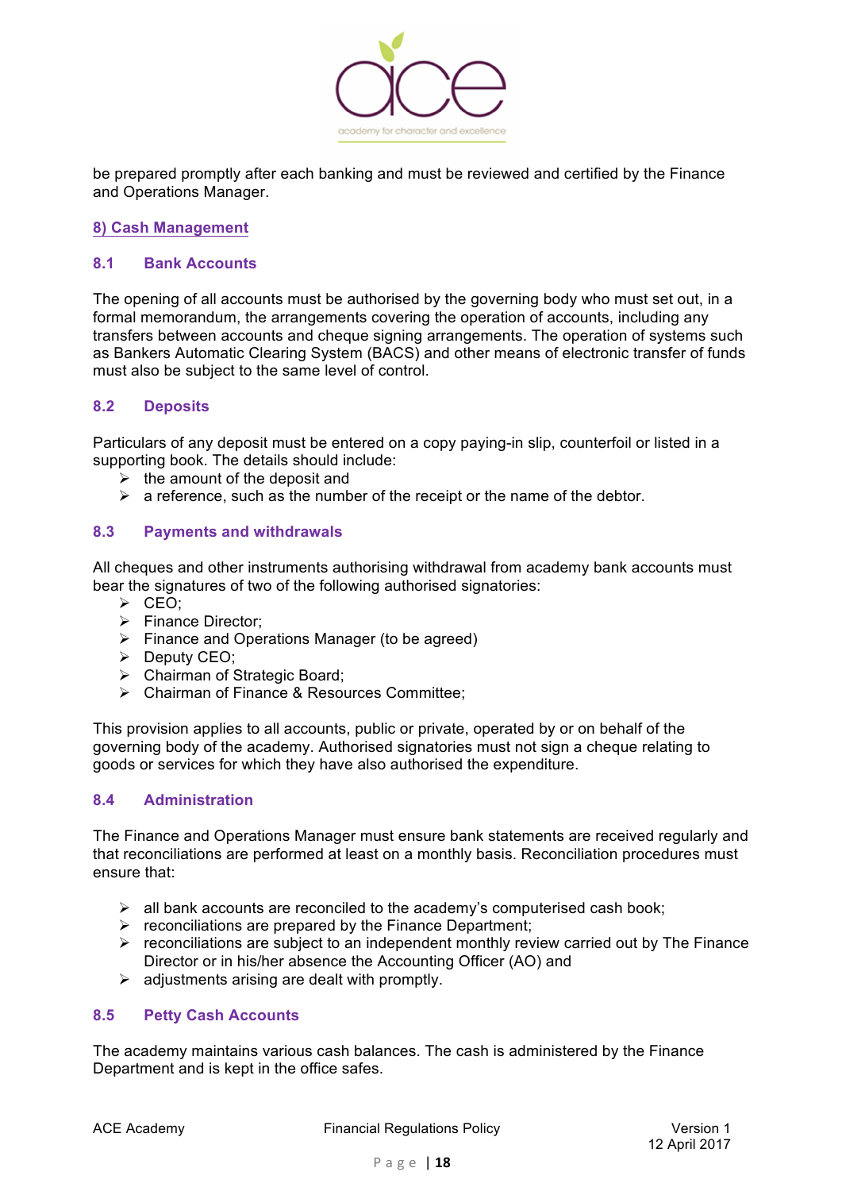be prepared promptly after each banking and must be reviewed and certified by the Finance and Operations Manager.

## 8) Cash Management

### 8.1 Bank Accounts

The opening of all accounts must be authorised by the governing body who must set out, in a formal memorandum, the arrangements covering the operation of accounts, including any transfers between accounts and cheque signing arrangements. The operation of systems such as Bankers Automatic Clearing System (BACS) and other means of electronic transfer of funds must also be subject to the same level of control.

### 8.2 Deposits

Particulars of any deposit must be entered on a copy paying-in slip, counterfoil or listed in a supporting book. The details should include:

- the amount of the deposit and
- a reference, such as the number of the receipt or the name of the debtor.

### 8.3 Payments and withdrawals

All cheques and other instruments authorising withdrawal from academy bank accounts must bear the signatures of two of the following authorised signatories:

- CEO;
- Finance Director;
- Finance and Operations Manager (to be agreed)
- Deputy CEO;
- Chairman of Strategic Board;
- Chairman of Finance & Resources Committee;

This provision applies to all accounts, public or private, operated by or on behalf of the governing body of the academy. Authorised signatories must not sign a cheque relating to goods or services for which they have also authorised the expenditure.

### 8.4 Administration

The Finance and Operations Manager must ensure bank statements are received regularly and that reconciliations are performed at least on a monthly basis. Reconciliation procedures must ensure that:

- all bank accounts are reconciled to the academy's computerised cash book;
- reconciliations are prepared by the Finance Department;
- reconciliations are subject to an independent monthly review carried out by The Finance Director or in his/her absence the Accounting Officer (AO) and
- adjustments arising are dealt with promptly.

### 8.5 Petty Cash Accounts

The academy maintains various cash balances. The cash is administered by the Finance Department and is kept in the office safes.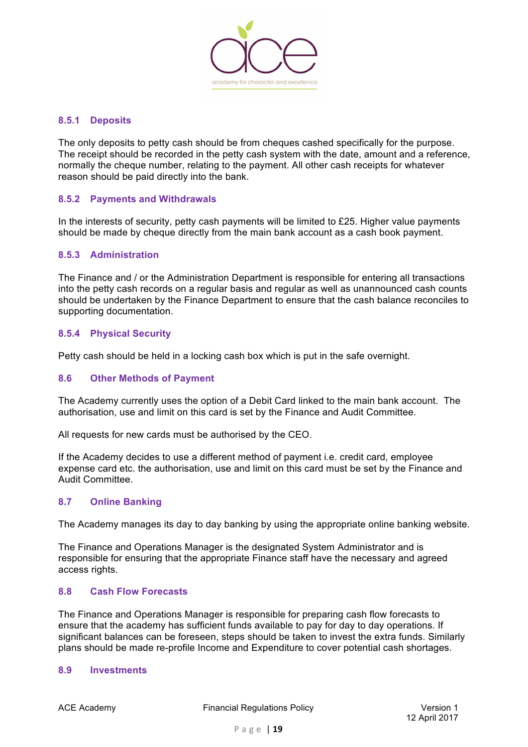#### 8.5.1 Deposits

The only deposits to petty cash should be from cheques cashed specifically for the purpose. The receipt should be recorded in the petty cash system with the date, amount and a reference, normally the cheque number, relating to the payment. All other cash receipts for whatever reason should be paid directly into the bank.

#### 8.5.2 Payments and Withdrawals

In the interests of security, petty cash payments will be limited to £25. Higher value payments should be made by cheque directly from the main bank account as a cash book payment.

#### 8.5.3 Administration

The Finance and / or the Administration Department is responsible for entering all transactions into the petty cash records on a regular basis and regular as well as unannounced cash counts should be undertaken by the Finance Department to ensure that the cash balance reconciles to supporting documentation.

#### 8.5.4 Physical Security

Petty cash should be held in a locking cash box which is put in the safe overnight.

### 8.6 Other Methods of Payment

The Academy currently uses the option of a Debit Card linked to the main bank account. The authorisation, use and limit on this card is set by the Finance and Audit Committee.

All requests for new cards must be authorised by the CEO.

If the Academy decides to use a different method of payment i.e. credit card, employee expense card etc. the authorisation, use and limit on this card must be set by the Finance and Audit Committee.

### 8.7 Online Banking

The Academy manages its day to day banking by using the appropriate online banking website.

The Finance and Operations Manager is the designated System Administrator and is responsible for ensuring that the appropriate Finance staff have the necessary and agreed access rights.

### 8.8 Cash Flow Forecasts

The Finance and Operations Manager is responsible for preparing cash flow forecasts to ensure that the academy has sufficient funds available to pay for day to day operations. If significant balances can be foreseen, steps should be taken to invest the extra funds. Similarly plans should be made re-profile Income and Expenditure to cover potential cash shortages.

### 8.9 Investments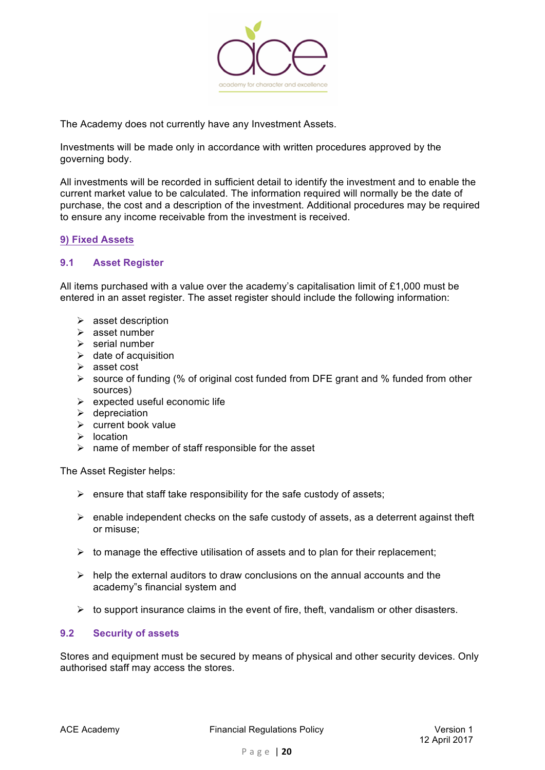The Academy does not currently have any Investment Assets.

Investments will be made only in accordance with written procedures approved by the governing body.

All investments will be recorded in sufficient detail to identify the investment and to enable the current market value to be calculated. The information required will normally be the date of purchase, the cost and a description of the investment. Additional procedures may be required to ensure any income receivable from the investment is received.

## 9) Fixed Assets

### 9.1 Asset Register

All items purchased with a value over the academy's capitalisation limit of £1,000 must be entered in an asset register. The asset register should include the following information:

- asset description
- asset number
- serial number
- date of acquisition
- asset cost
- source of funding (% of original cost funded from DFE grant and % funded from other sources)
- expected useful economic life
- depreciation
- current book value
- location
- name of member of staff responsible for the asset

The Asset Register helps:

- ensure that staff take responsibility for the safe custody of assets;
- enable independent checks on the safe custody of assets, as a deterrent against theft or misuse;
- to manage the effective utilisation of assets and to plan for their replacement;
- help the external auditors to draw conclusions on the annual accounts and the academy"s financial system and
- to support insurance claims in the event of fire, theft, vandalism or other disasters.

### 9.2 Security of assets

Stores and equipment must be secured by means of physical and other security devices. Only authorised staff may access the stores.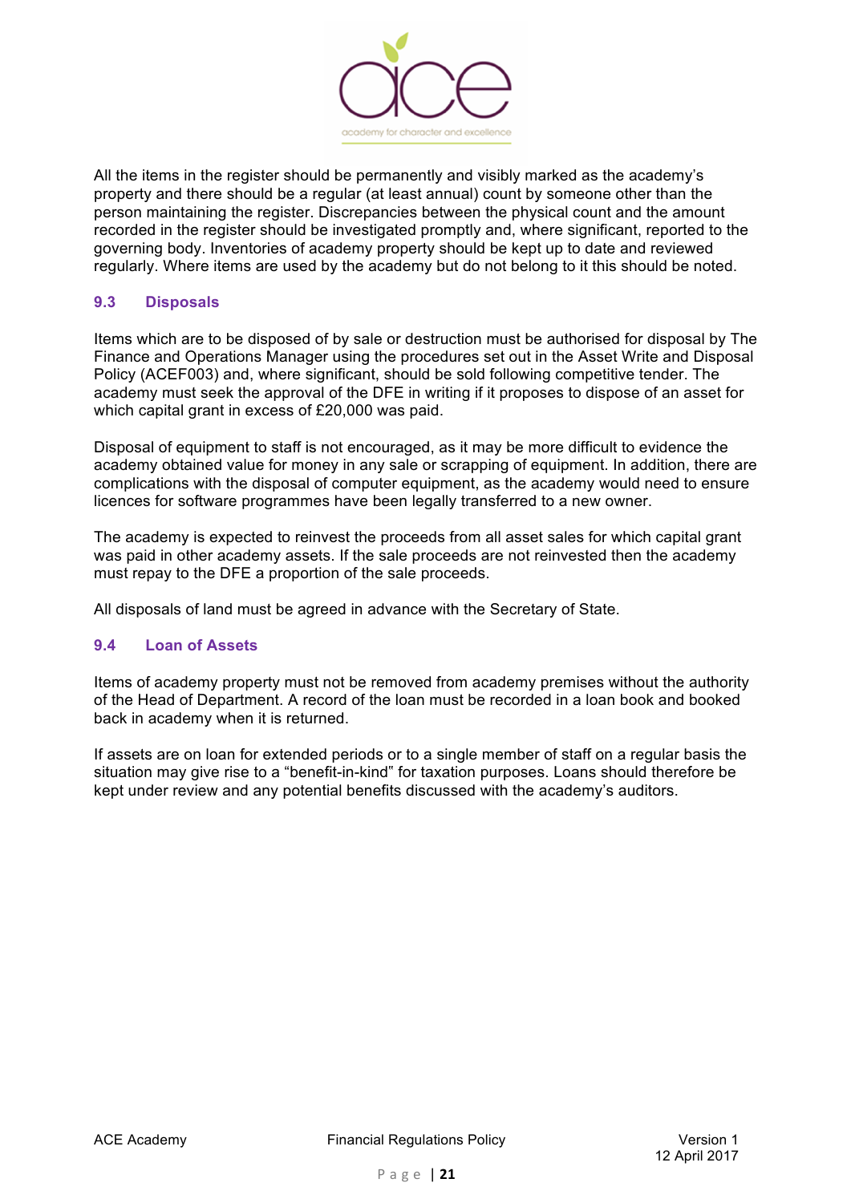All the items in the register should be permanently and visibly marked as the academy's property and there should be a regular (at least annual) count by someone other than the person maintaining the register. Discrepancies between the physical count and the amount recorded in the register should be investigated promptly and, where significant, reported to the governing body. Inventories of academy property should be kept up to date and reviewed regularly. Where items are used by the academy but do not belong to it this should be noted.

### 9.3 Disposals

Items which are to be disposed of by sale or destruction must be authorised for disposal by The Finance and Operations Manager using the procedures set out in the Asset Write and Disposal Policy (ACEF003) and, where significant, should be sold following competitive tender. The academy must seek the approval of the DFE in writing if it proposes to dispose of an asset for which capital grant in excess of £20,000 was paid.

Disposal of equipment to staff is not encouraged, as it may be more difficult to evidence the academy obtained value for money in any sale or scrapping of equipment. In addition, there are complications with the disposal of computer equipment, as the academy would need to ensure licences for software programmes have been legally transferred to a new owner.

The academy is expected to reinvest the proceeds from all asset sales for which capital grant was paid in other academy assets. If the sale proceeds are not reinvested then the academy must repay to the DFE a proportion of the sale proceeds.

All disposals of land must be agreed in advance with the Secretary of State.

### 9.4 Loan of Assets

Items of academy property must not be removed from academy premises without the authority of the Head of Department. A record of the loan must be recorded in a loan book and booked back in academy when it is returned.

If assets are on loan for extended periods or to a single member of staff on a regular basis the situation may give rise to a "benefit-in-kind" for taxation purposes. Loans should therefore be kept under review and any potential benefits discussed with the academy's auditors.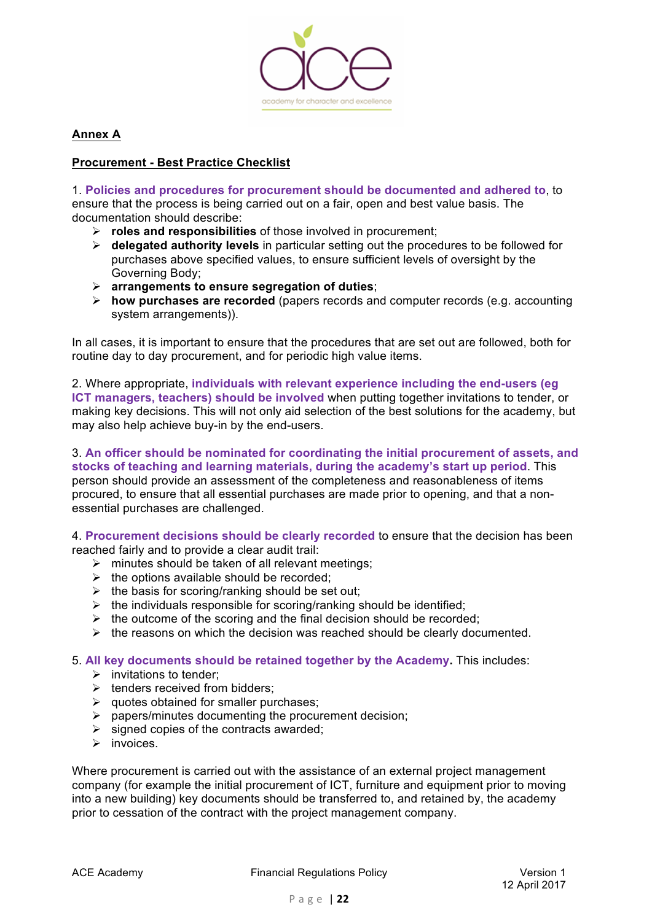## Annex A

## Procurement - Best Practice Checklist

1. **Policies and procedures for procurement should be documented and adhered to**, to ensure that the process is being carried out on a fair, open and best value basis. The documentation should describe:
   - **roles and responsibilities** of those involved in procurement;
   - **delegated authority levels** in particular setting out the procedures to be followed for purchases above specified values, to ensure sufficient levels of oversight by the Governing Body;
   - **arrangements to ensure segregation of duties**;
   - **how purchases are recorded** (papers records and computer records (e.g. accounting system arrangements)).

In all cases, it is important to ensure that the procedures that are set out are followed, both for routine day to day procurement, and for periodic high value items.

2. Where appropriate, **individuals with relevant experience including the end-users (eg ICT managers, teachers) should be involved** when putting together invitations to tender, or making key decisions. This will not only aid selection of the best solutions for the academy, but may also help achieve buy-in by the end-users.

3. **An officer should be nominated for coordinating the initial procurement of assets, and stocks of teaching and learning materials, during the academy's start up period**. This person should provide an assessment of the completeness and reasonableness of items procured, to ensure that all essential purchases are made prior to opening, and that a non-essential purchases are challenged.

4. **Procurement decisions should be clearly recorded** to ensure that the decision has been reached fairly and to provide a clear audit trail:
   - minutes should be taken of all relevant meetings;
   - the options available should be recorded;
   - the basis for scoring/ranking should be set out;
   - the individuals responsible for scoring/ranking should be identified;
   - the outcome of the scoring and the final decision should be recorded;
   - the reasons on which the decision was reached should be clearly documented.

5. **All key documents should be retained together by the Academy.** This includes:
   - invitations to tender;
   - tenders received from bidders;
   - quotes obtained for smaller purchases;
   - papers/minutes documenting the procurement decision;
   - signed copies of the contracts awarded;
   - invoices.

Where procurement is carried out with the assistance of an external project management company (for example the initial procurement of ICT, furniture and equipment prior to moving into a new building) key documents should be transferred to, and retained by, the academy prior to cessation of the contract with the project management company.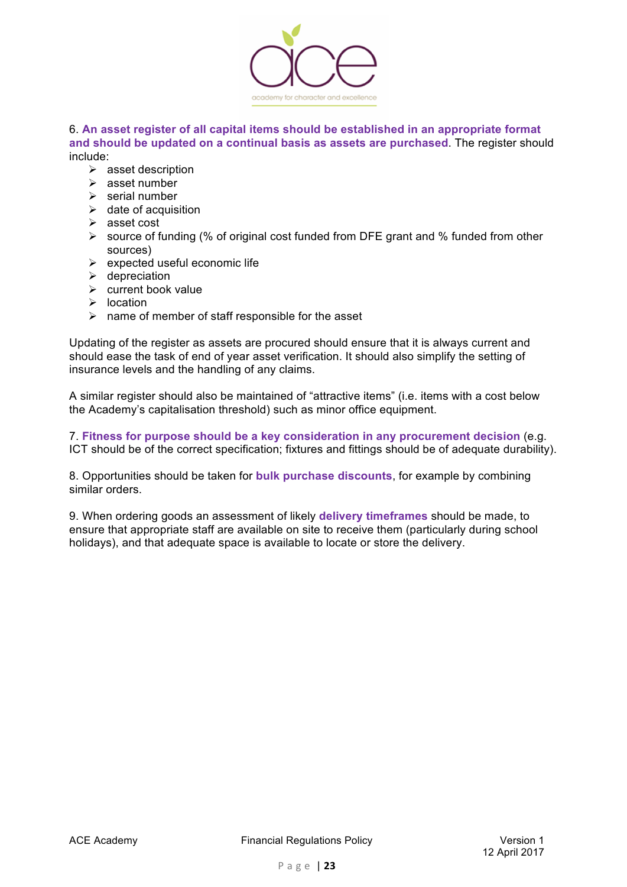6. **An asset register of all capital items should be established in an appropriate format and should be updated on a continual basis as assets are purchased**. The register should include:

- asset description
- asset number
- serial number
- date of acquisition
- asset cost
- source of funding (% of original cost funded from DFE grant and % funded from other sources)
- expected useful economic life
- depreciation
- current book value
- location
- name of member of staff responsible for the asset

Updating of the register as assets are procured should ensure that it is always current and should ease the task of end of year asset verification. It should also simplify the setting of insurance levels and the handling of any claims.

A similar register should also be maintained of "attractive items" (i.e. items with a cost below the Academy's capitalisation threshold) such as minor office equipment.

7. **Fitness for purpose should be a key consideration in any procurement decision** (e.g. ICT should be of the correct specification; fixtures and fittings should be of adequate durability).

8. Opportunities should be taken for **bulk purchase discounts**, for example by combining similar orders.

9. When ordering goods an assessment of likely **delivery timeframes** should be made, to ensure that appropriate staff are available on site to receive them (particularly during school holidays), and that adequate space is available to locate or store the delivery.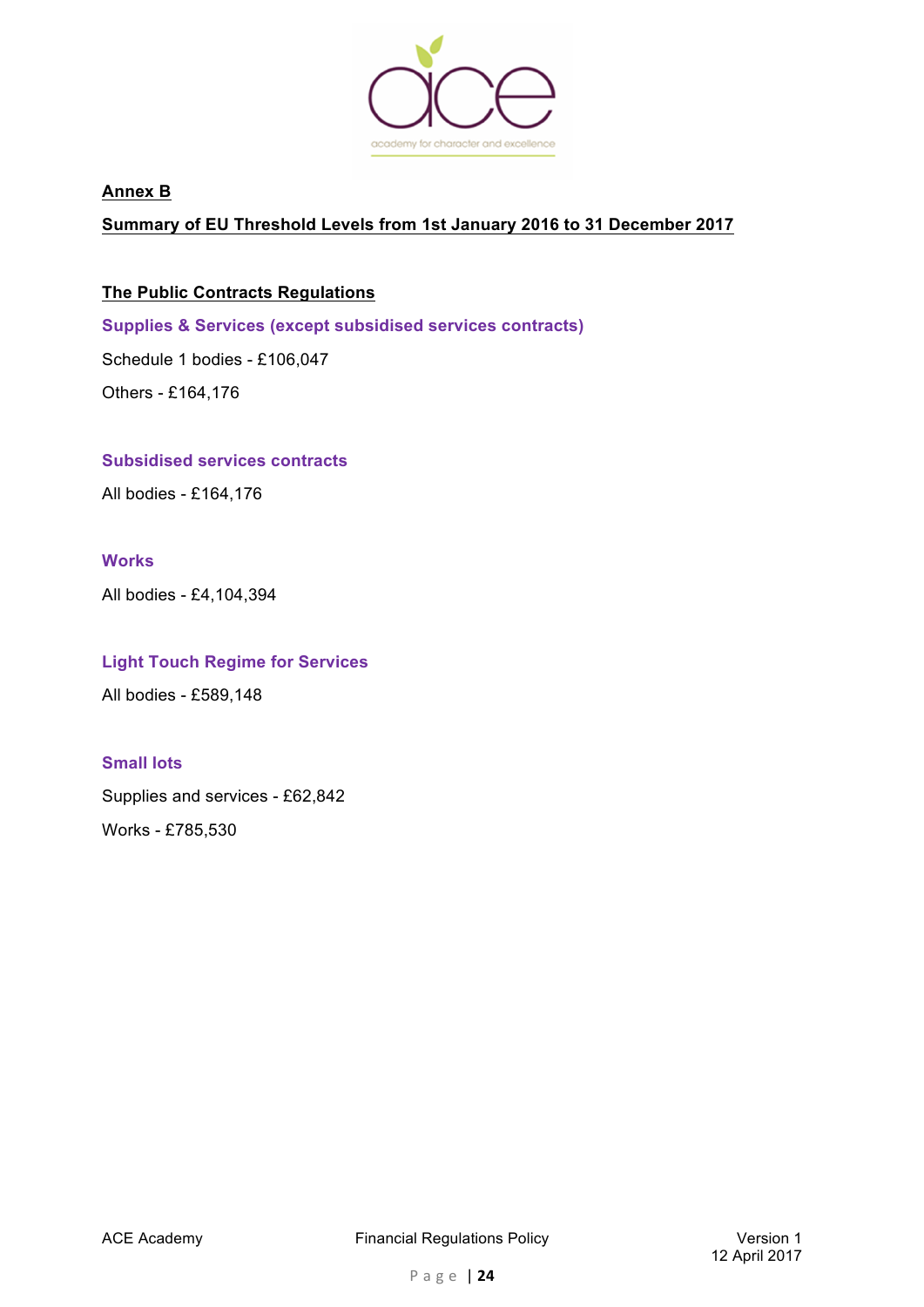## Annex B

**Summary of EU Threshold Levels from 1st January 2016 to 31 December 2017**

### The Public Contracts Regulations

**Supplies & Services (except subsidised services contracts)**

Schedule 1 bodies - £106,047

Others - £164,176

**Subsidised services contracts**

All bodies - £164,176

**Works**

All bodies - £4,104,394

**Light Touch Regime for Services**

All bodies - £589,148

**Small lots**

Supplies and services - £62,842

Works - £785,530